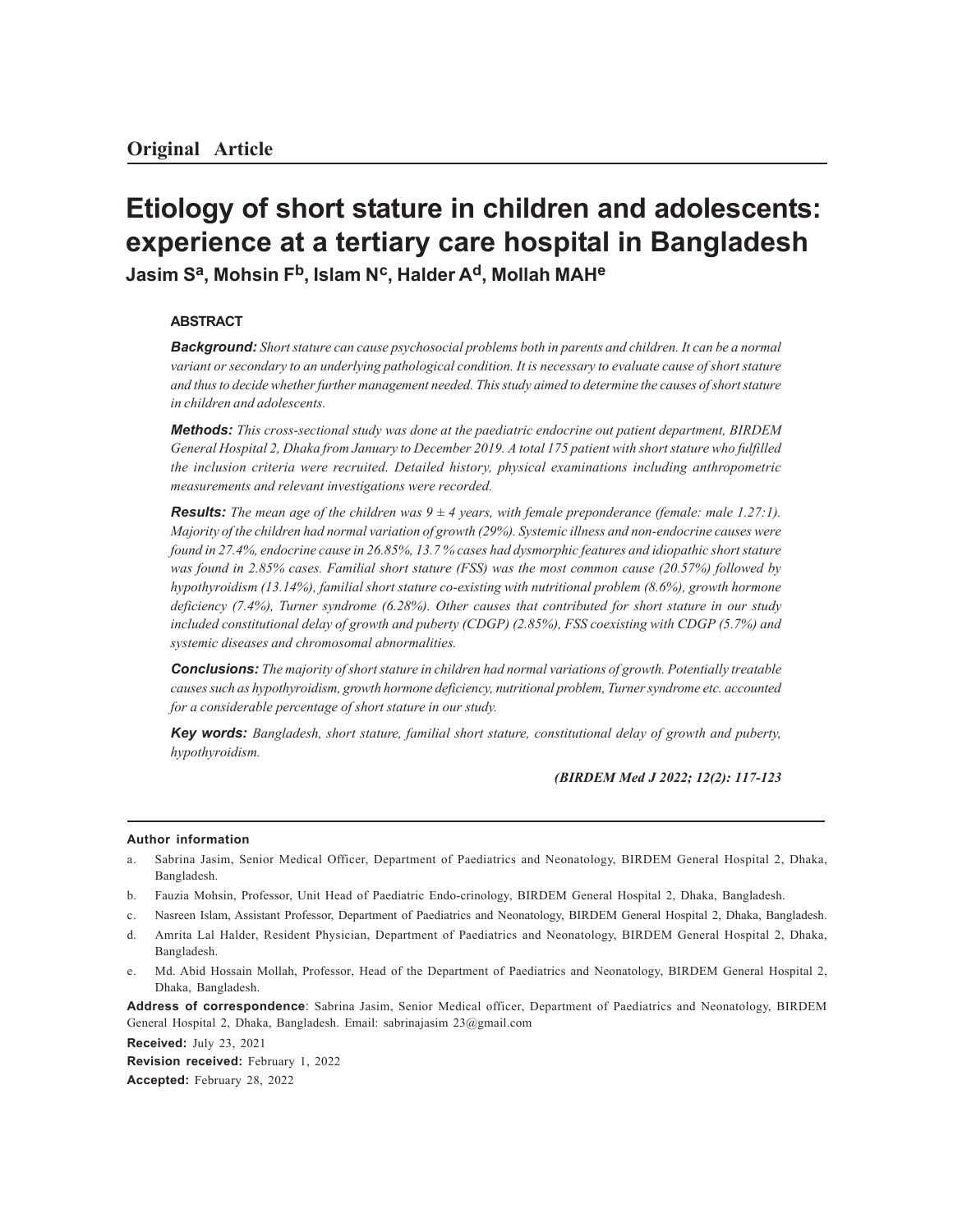**Original Article**

# Etiology of short stature in children and adolescents: experience at a tertiary care hospital in Bangladesh

**Jasim S[a], Mohsin F[b], Islam N[c], Halder A[d], Mollah MAH[e]**

## ABSTRACT

***Background:*** *Short stature can cause psychosocial problems both in parents and children. It can be a normal variant or secondary to an underlying pathological condition. It is necessary to evaluate cause of short stature and thus to decide whether further management needed. This study aimed to determine the causes of short stature in children and adolescents.*

***Methods:*** *This cross-sectional study was done at the paediatric endocrine out patient department, BIRDEM General Hospital 2, Dhaka from January to December 2019. A total 175 patient with short stature who fulfilled the inclusion criteria were recruited. Detailed history, physical examinations including anthropometric measurements and relevant investigations were recorded.*

***Results:*** *The mean age of the children was 9 ± 4 years, with female preponderance (female: male 1.27:1). Majority of the children had normal variation of growth (29%). Systemic illness and non-endocrine causes were found in 27.4%, endocrine cause in 26.85%, 13.7 % cases had dysmorphic features and idiopathic short stature was found in 2.85% cases. Familial short stature (FSS) was the most common cause (20.57%) followed by hypothyroidism (13.14%), familial short stature co-existing with nutritional problem (8.6%), growth hormone deficiency (7.4%), Turner syndrome (6.28%). Other causes that contributed for short stature in our study included constitutional delay of growth and puberty (CDGP) (2.85%), FSS coexisting with CDGP (5.7%) and systemic diseases and chromosomal abnormalities.*

***Conclusions:*** *The majority of short stature in children had normal variations of growth. Potentially treatable causes such as hypothyroidism, growth hormone deficiency, nutritional problem, Turner syndrome etc. accounted for a considerable percentage of short stature in our study.*

***Key words:*** *Bangladesh, short stature, familial short stature, constitutional delay of growth and puberty, hypothyroidism.*

***(BIRDEM Med J 2022; 12(2): 117-123***

**Author information**

a. Sabrina Jasim, Senior Medical Officer, Department of Paediatrics and Neonatology, BIRDEM General Hospital 2, Dhaka, Bangladesh.

b. Fauzia Mohsin, Professor, Unit Head of Paediatric Endo-crinology, BIRDEM General Hospital 2, Dhaka, Bangladesh.

c. Nasreen Islam, Assistant Professor, Department of Paediatrics and Neonatology, BIRDEM General Hospital 2, Dhaka, Bangladesh.

d. Amrita Lal Halder, Resident Physician, Department of Paediatrics and Neonatology, BIRDEM General Hospital 2, Dhaka, Bangladesh.

e. Md. Abid Hossain Mollah, Professor, Head of the Department of Paediatrics and Neonatology, BIRDEM General Hospital 2, Dhaka, Bangladesh.

**Address of correspondence**: Sabrina Jasim, Senior Medical officer, Department of Paediatrics and Neonatology, BIRDEM General Hospital 2, Dhaka, Bangladesh. Email: sabrinajasim 23@gmail.com

**Received:** July 23, 2021

**Revision received:** February 1, 2022

**Accepted:** February 28, 2022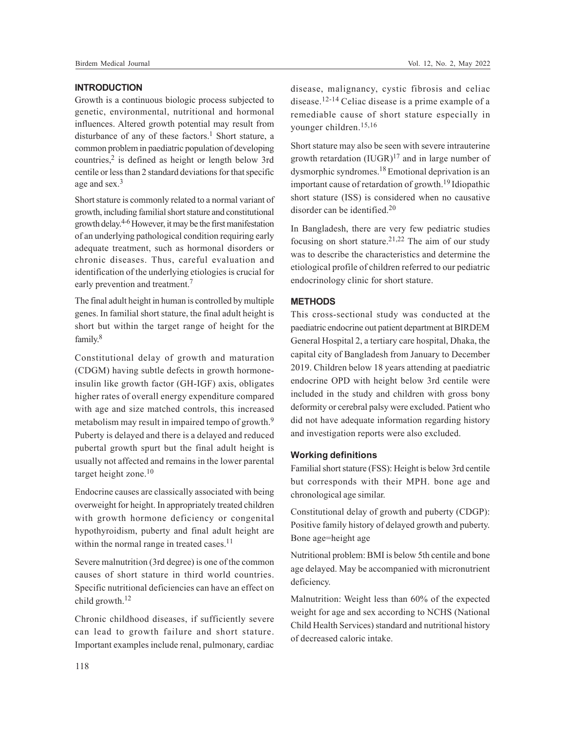## INTRODUCTION

Growth is a continuous biologic process subjected to genetic, environmental, nutritional and hormonal influences. Altered growth potential may result from disturbance of any of these factors.[1] Short stature, a common problem in paediatric population of developing countries,[2] is defined as height or length below 3rd centile or less than 2 standard deviations for that specific age and sex.[3]

Short stature is commonly related to a normal variant of growth, including familial short stature and constitutional growth delay.[4-6] However, it may be the first manifestation of an underlying pathological condition requiring early adequate treatment, such as hormonal disorders or chronic diseases. Thus, careful evaluation and identification of the underlying etiologies is crucial for early prevention and treatment.[7]

The final adult height in human is controlled by multiple genes. In familial short stature, the final adult height is short but within the target range of height for the family.[8]

Constitutional delay of growth and maturation (CDGM) having subtle defects in growth hormone-insulin like growth factor (GH-IGF) axis, obligates higher rates of overall energy expenditure compared with age and size matched controls, this increased metabolism may result in impaired tempo of growth.[9] Puberty is delayed and there is a delayed and reduced pubertal growth spurt but the final adult height is usually not affected and remains in the lower parental target height zone.[10]

Endocrine causes are classically associated with being overweight for height. In appropriately treated children with growth hormone deficiency or congenital hypothyroidism, puberty and final adult height are within the normal range in treated cases.[11]

Severe malnutrition (3rd degree) is one of the common causes of short stature in third world countries. Specific nutritional deficiencies can have an effect on child growth.[12]

Chronic childhood diseases, if sufficiently severe can lead to growth failure and short stature. Important examples include renal, pulmonary, cardiac disease, malignancy, cystic fibrosis and celiac disease.[12-14] Celiac disease is a prime example of a remediable cause of short stature especially in younger children.[15,16]

Short stature may also be seen with severe intrauterine growth retardation (IUGR)[17] and in large number of dysmorphic syndromes.[18] Emotional deprivation is an important cause of retardation of growth.[19] Idiopathic short stature (ISS) is considered when no causative disorder can be identified.[20]

In Bangladesh, there are very few pediatric studies focusing on short stature.[21,22] The aim of our study was to describe the characteristics and determine the etiological profile of children referred to our pediatric endocrinology clinic for short stature.

## METHODS

This cross-sectional study was conducted at the paediatric endocrine out patient department at BIRDEM General Hospital 2, a tertiary care hospital, Dhaka, the capital city of Bangladesh from January to December 2019. Children below 18 years attending at paediatric endocrine OPD with height below 3rd centile were included in the study and children with gross bony deformity or cerebral palsy were excluded. Patient who did not have adequate information regarding history and investigation reports were also excluded.

### Working definitions

Familial short stature (FSS): Height is below 3rd centile but corresponds with their MPH. bone age and chronological age similar.

Constitutional delay of growth and puberty (CDGP): Positive family history of delayed growth and puberty. Bone age=height age

Nutritional problem: BMI is below 5th centile and bone age delayed. May be accompanied with micronutrient deficiency.

Malnutrition: Weight less than 60% of the expected weight for age and sex according to NCHS (National Child Health Services) standard and nutritional history of decreased caloric intake.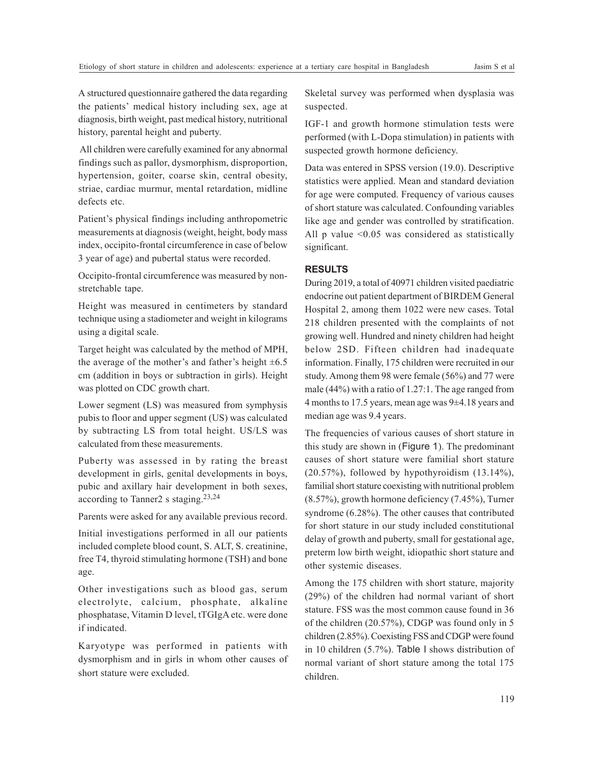A structured questionnaire gathered the data regarding the patients' medical history including sex, age at diagnosis, birth weight, past medical history, nutritional history, parental height and puberty.

All children were carefully examined for any abnormal findings such as pallor, dysmorphism, disproportion, hypertension, goiter, coarse skin, central obesity, striae, cardiac murmur, mental retardation, midline defects etc.

Patient's physical findings including anthropometric measurements at diagnosis (weight, height, body mass index, occipito-frontal circumference in case of below 3 year of age) and pubertal status were recorded.

Occipito-frontal circumference was measured by non-stretchable tape.

Height was measured in centimeters by standard technique using a stadiometer and weight in kilograms using a digital scale.

Target height was calculated by the method of MPH, the average of the mother's and father's height ±6.5 cm (addition in boys or subtraction in girls). Height was plotted on CDC growth chart.

Lower segment (LS) was measured from symphysis pubis to floor and upper segment (US) was calculated by subtracting LS from total height. US/LS was calculated from these measurements.

Puberty was assessed in by rating the breast development in girls, genital developments in boys, pubic and axillary hair development in both sexes, according to Tanner2 s staging.[23,24]

Parents were asked for any available previous record.

Initial investigations performed in all our patients included complete blood count, S. ALT, S. creatinine, free T4, thyroid stimulating hormone (TSH) and bone age.

Other investigations such as blood gas, serum electrolyte, calcium, phosphate, alkaline phosphatase, Vitamin D level, tTGIgA etc. were done if indicated.

Karyotype was performed in patients with dysmorphism and in girls in whom other causes of short stature were excluded.

Skeletal survey was performed when dysplasia was suspected.

IGF-1 and growth hormone stimulation tests were performed (with L-Dopa stimulation) in patients with suspected growth hormone deficiency.

Data was entered in SPSS version (19.0). Descriptive statistics were applied. Mean and standard deviation for age were computed. Frequency of various causes of short stature was calculated. Confounding variables like age and gender was controlled by stratification. All p value $<0.05$ was considered as statistically significant.

## RESULTS

During 2019, a total of 40971 children visited paediatric endocrine out patient department of BIRDEM General Hospital 2, among them 1022 were new cases. Total 218 children presented with the complaints of not growing well. Hundred and ninety children had height below 2SD. Fifteen children had inadequate information. Finally, 175 children were recruited in our study. Among them 98 were female (56%) and 77 were male (44%) with a ratio of 1.27:1. The age ranged from 4 months to 17.5 years, mean age was 9±4.18 years and median age was 9.4 years.

The frequencies of various causes of short stature in this study are shown in (Figure 1). The predominant causes of short stature were familial short stature (20.57%), followed by hypothyroidism (13.14%), familial short stature coexisting with nutritional problem (8.57%), growth hormone deficiency (7.45%), Turner syndrome (6.28%). The other causes that contributed for short stature in our study included constitutional delay of growth and puberty, small for gestational age, preterm low birth weight, idiopathic short stature and other systemic diseases.

Among the 175 children with short stature, majority (29%) of the children had normal variant of short stature. FSS was the most common cause found in 36 of the children (20.57%), CDGP was found only in 5 children (2.85%). Coexisting FSS and CDGP were found in 10 children (5.7%). Table I shows distribution of normal variant of short stature among the total 175 children.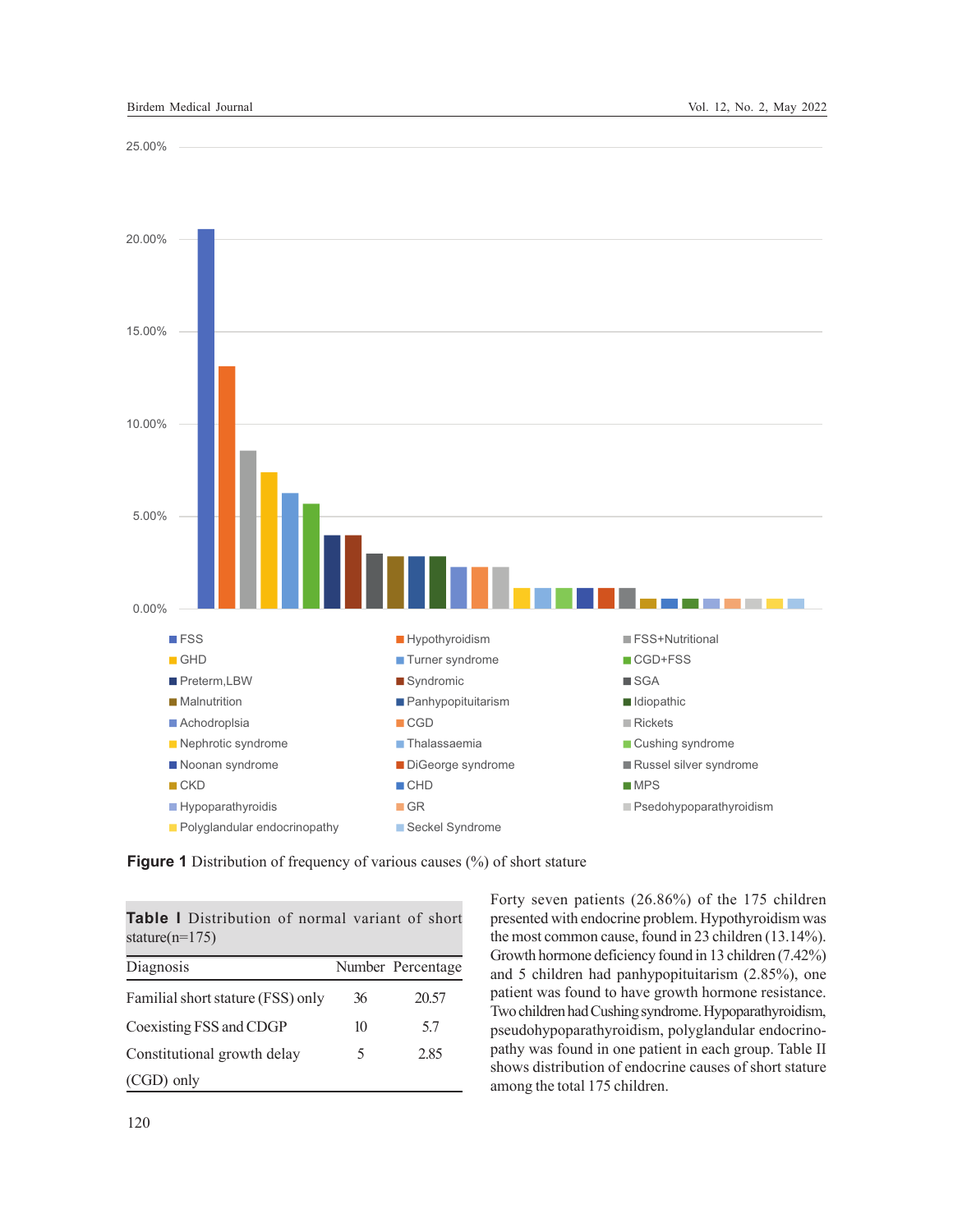**Figure 1** Distribution of frequency of various causes (%) of short stature

**Table I** Distribution of normal variant of short stature(n=175)

| Diagnosis | Number | Percentage |
|---|---|---|
| Familial short stature (FSS) only | 36 | 20.57 |
| Coexisting FSS and CDGP | 10 | 5.7 |
| Constitutional growth delay (CGD) only | 5 | 2.85 |

Forty seven patients (26.86%) of the 175 children presented with endocrine problem. Hypothyroidism was the most common cause, found in 23 children (13.14%). Growth hormone deficiency found in 13 children (7.42%) and 5 children had panhypopituitarism (2.85%), one patient was found to have growth hormone resistance. Two children had Cushing syndrome. Hypoparathyroidism, pseudohypoparathyroidism, polyglandular endocrinopathy was found in one patient in each group. Table II shows distribution of endocrine causes of short stature among the total 175 children.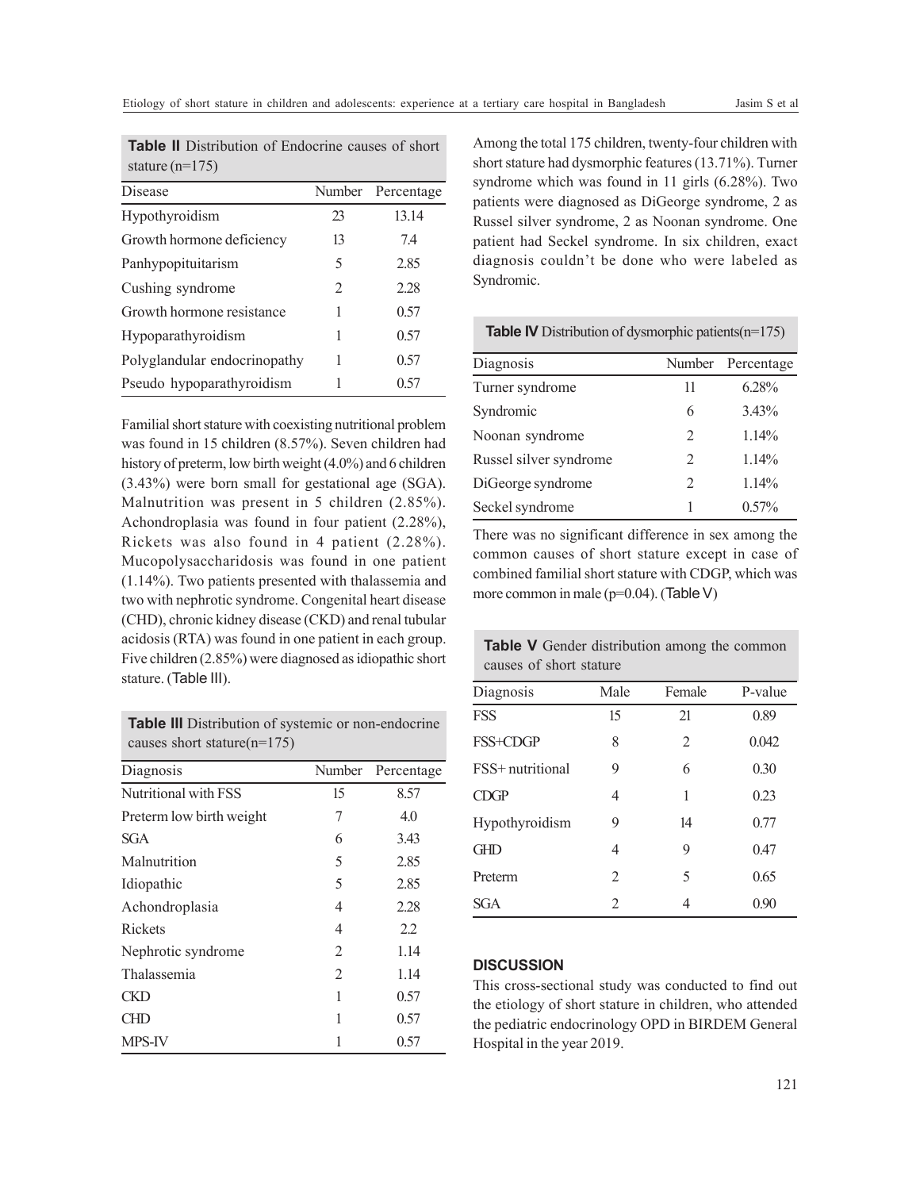**Table II** Distribution of Endocrine causes of short stature (n=175)

| Disease | Number | Percentage |
| --- | --- | --- |
| Hypothyroidism | 23 | 13.14 |
| Growth hormone deficiency | 13 | 7.4 |
| Panhypopituitarism | 5 | 2.85 |
| Cushing syndrome | 2 | 2.28 |
| Growth hormone resistance | 1 | 0.57 |
| Hypoparathyroidism | 1 | 0.57 |
| Polyglandular endocrinopathy | 1 | 0.57 |
| Pseudo hypoparathyroidism | 1 | 0.57 |

Familial short stature with coexisting nutritional problem was found in 15 children (8.57%). Seven children had history of preterm, low birth weight (4.0%) and 6 children (3.43%) were born small for gestational age (SGA). Malnutrition was present in 5 children (2.85%). Achondroplasia was found in four patient (2.28%), Rickets was also found in 4 patient (2.28%). Mucopolysaccharidosis was found in one patient (1.14%). Two patients presented with thalassemia and two with nephrotic syndrome. Congenital heart disease (CHD), chronic kidney disease (CKD) and renal tubular acidosis (RTA) was found in one patient in each group. Five children (2.85%) were diagnosed as idiopathic short stature. (Table III).

**Table III** Distribution of systemic or non-endocrine causes short stature(n=175)

| Diagnosis | Number | Percentage |
| --- | --- | --- |
| Nutritional with FSS | 15 | 8.57 |
| Preterm low birth weight | 7 | 4.0 |
| SGA | 6 | 3.43 |
| Malnutrition | 5 | 2.85 |
| Idiopathic | 5 | 2.85 |
| Achondroplasia | 4 | 2.28 |
| Rickets | 4 | 2.2 |
| Nephrotic syndrome | 2 | 1.14 |
| Thalassemia | 2 | 1.14 |
| CKD | 1 | 0.57 |
| CHD | 1 | 0.57 |
| MPS-IV | 1 | 0.57 |

Among the total 175 children, twenty-four children with short stature had dysmorphic features (13.71%). Turner syndrome which was found in 11 girls (6.28%). Two patients were diagnosed as DiGeorge syndrome, 2 as Russel silver syndrome, 2 as Noonan syndrome. One patient had Seckel syndrome. In six children, exact diagnosis couldn't be done who were labeled as Syndromic.

**Table IV** Distribution of dysmorphic patients(n=175)

| Diagnosis | Number | Percentage |
| --- | --- | --- |
| Turner syndrome | 11 | 6.28% |
| Syndromic | 6 | 3.43% |
| Noonan syndrome | 2 | 1.14% |
| Russel silver syndrome | 2 | 1.14% |
| DiGeorge syndrome | 2 | 1.14% |
| Seckel syndrome | 1 | 0.57% |

There was no significant difference in sex among the common causes of short stature except in case of combined familial short stature with CDGP, which was more common in male (p=0.04). (Table V)

**Table V** Gender distribution among the common causes of short stature

| Diagnosis | Male | Female | P-value |
| --- | --- | --- | --- |
| FSS | 15 | 21 | 0.89 |
| FSS+CDGP | 8 | 2 | 0.042 |
| FSS+ nutritional | 9 | 6 | 0.30 |
| CDGP | 4 | 1 | 0.23 |
| Hypothyroidism | 9 | 14 | 0.77 |
| GHD | 4 | 9 | 0.47 |
| Preterm | 2 | 5 | 0.65 |
| SGA | 2 | 4 | 0.90 |

## DISCUSSION

This cross-sectional study was conducted to find out the etiology of short stature in children, who attended the pediatric endocrinology OPD in BIRDEM General Hospital in the year 2019.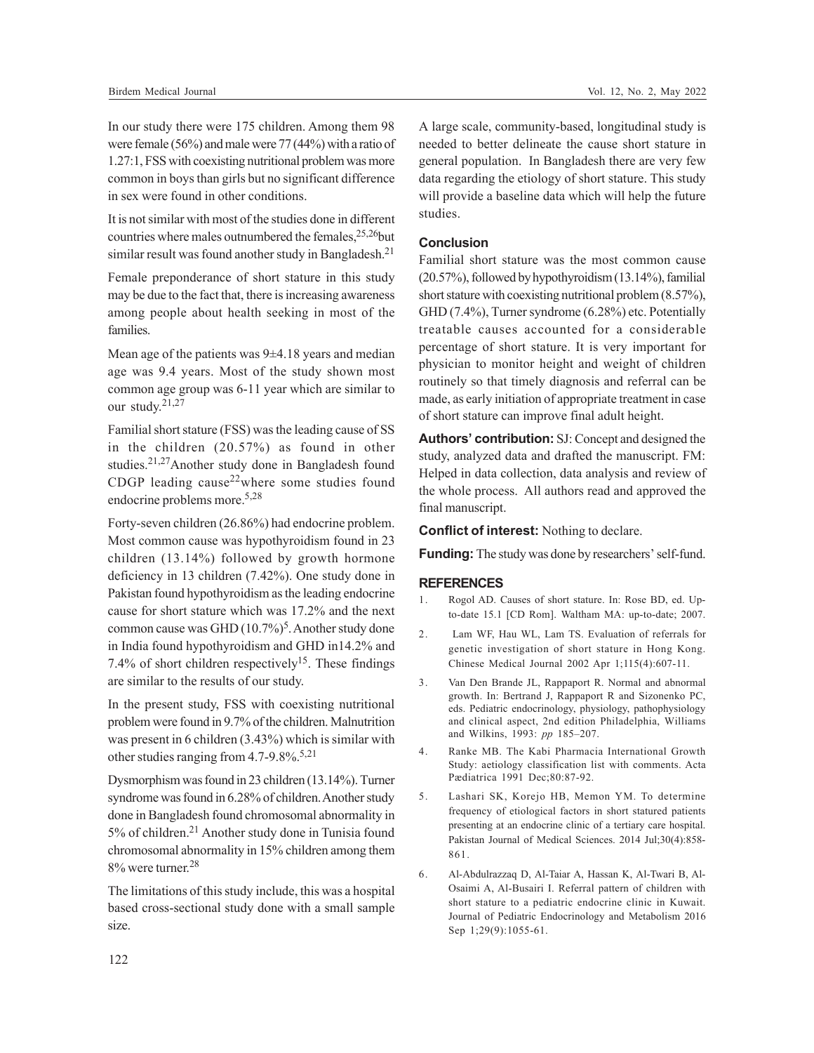In our study there were 175 children. Among them 98 were female (56%) and male were 77 (44%) with a ratio of 1.27:1, FSS with coexisting nutritional problem was more common in boys than girls but no significant difference in sex were found in other conditions.

It is not similar with most of the studies done in different countries where males outnumbered the females,[25,26]but similar result was found another study in Bangladesh.[21]

Female preponderance of short stature in this study may be due to the fact that, there is increasing awareness among people about health seeking in most of the families.

Mean age of the patients was 9±4.18 years and median age was 9.4 years. Most of the study shown most common age group was 6-11 year which are similar to our study.[21,27]

Familial short stature (FSS) was the leading cause of SS in the children (20.57%) as found in other studies.[21,27]Another study done in Bangladesh found CDGP leading cause[22]where some studies found endocrine problems more.[5,28]

Forty-seven children (26.86%) had endocrine problem. Most common cause was hypothyroidism found in 23 children (13.14%) followed by growth hormone deficiency in 13 children (7.42%). One study done in Pakistan found hypothyroidism as the leading endocrine cause for short stature which was 17.2% and the next common cause was GHD (10.7%)[5]. Another study done in India found hypothyroidism and GHD in14.2% and 7.4% of short children respectively[15]. These findings are similar to the results of our study.

In the present study, FSS with coexisting nutritional problem were found in 9.7% of the children. Malnutrition was present in 6 children (3.43%) which is similar with other studies ranging from 4.7-9.8%.[5,21]

Dysmorphism was found in 23 children (13.14%). Turner syndrome was found in 6.28% of children. Another study done in Bangladesh found chromosomal abnormality in 5% of children.[21] Another study done in Tunisia found chromosomal abnormality in 15% children among them 8% were turner.[28]

The limitations of this study include, this was a hospital based cross-sectional study done with a small sample size.

A large scale, community-based, longitudinal study is needed to better delineate the cause short stature in general population. In Bangladesh there are very few data regarding the etiology of short stature. This study will provide a baseline data which will help the future studies.

## Conclusion

Familial short stature was the most common cause (20.57%), followed by hypothyroidism (13.14%), familial short stature with coexisting nutritional problem (8.57%), GHD (7.4%), Turner syndrome (6.28%) etc. Potentially treatable causes accounted for a considerable percentage of short stature. It is very important for physician to monitor height and weight of children routinely so that timely diagnosis and referral can be made, as early initiation of appropriate treatment in case of short stature can improve final adult height.

**Authors' contribution:** SJ: Concept and designed the study, analyzed data and drafted the manuscript. FM: Helped in data collection, data analysis and review of the whole process. All authors read and approved the final manuscript.

**Conflict of interest:** Nothing to declare.

**Funding:** The study was done by researchers' self-fund.

## REFERENCES

1. Rogol AD. Causes of short stature. In: Rose BD, ed. Up-to-date 15.1 [CD Rom]. Waltham MA: up-to-date; 2007.
2. Lam WF, Hau WL, Lam TS. Evaluation of referrals for genetic investigation of short stature in Hong Kong. Chinese Medical Journal 2002 Apr 1;115(4):607-11.
3. Van Den Brande JL, Rappaport R. Normal and abnormal growth. In: Bertrand J, Rappaport R and Sizonenko PC, eds. Pediatric endocrinology, physiology, pathophysiology and clinical aspect, 2nd edition Philadelphia, Williams and Wilkins, 1993: *pp* 185–207.
4. Ranke MB. The Kabi Pharmacia International Growth Study: aetiology classification list with comments. Acta Pædiatrica 1991 Dec;80:87-92.
5. Lashari SK, Korejo HB, Memon YM. To determine frequency of etiological factors in short statured patients presenting at an endocrine clinic of a tertiary care hospital. Pakistan Journal of Medical Sciences. 2014 Jul;30(4):858-861.
6. Al-Abdulrazzaq D, Al-Taiar A, Hassan K, Al-Twari B, Al-Osaimi A, Al-Busairi I. Referral pattern of children with short stature to a pediatric endocrine clinic in Kuwait. Journal of Pediatric Endocrinology and Metabolism 2016 Sep 1;29(9):1055-61.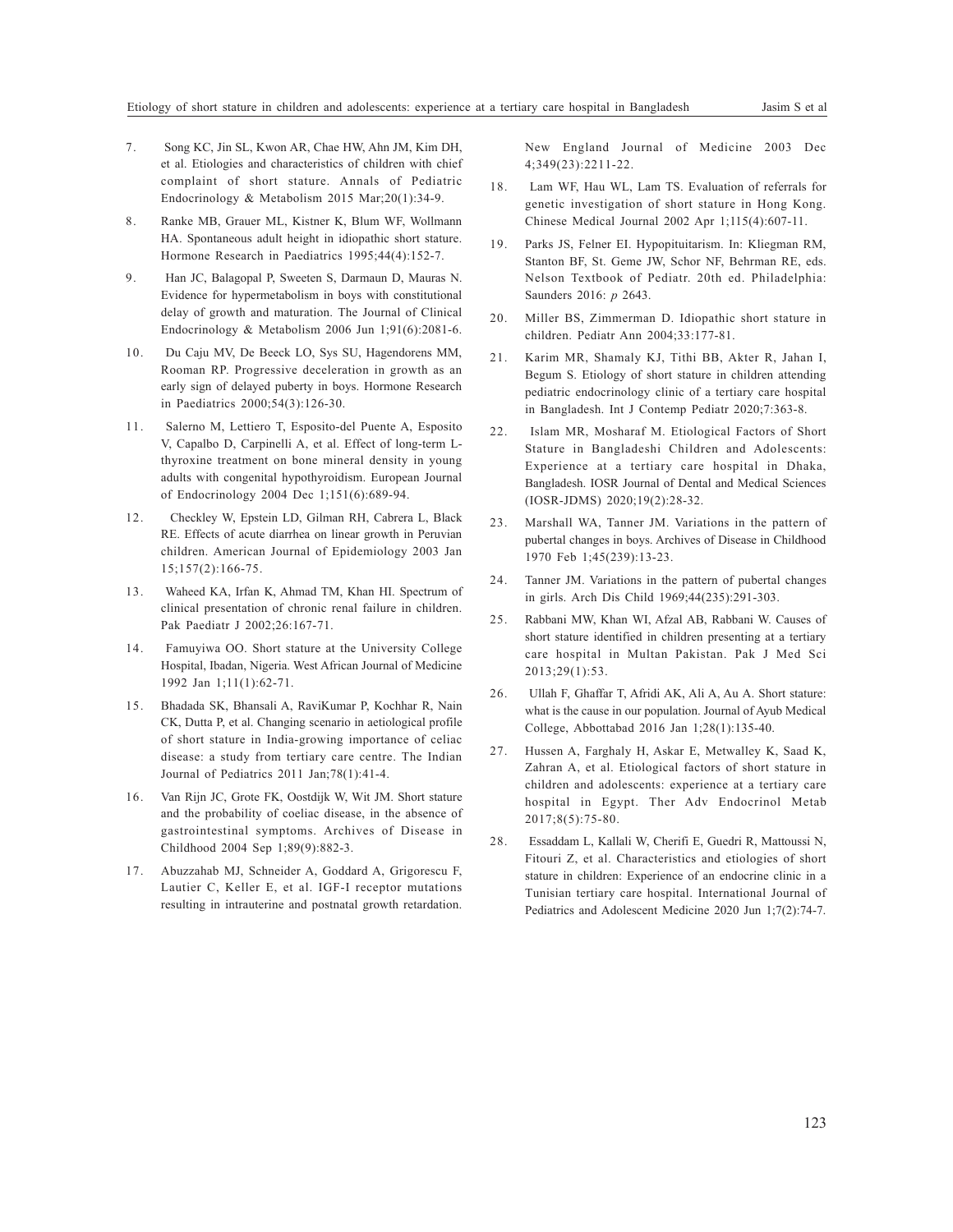7. Song KC, Jin SL, Kwon AR, Chae HW, Ahn JM, Kim DH, et al. Etiologies and characteristics of children with chief complaint of short stature. Annals of Pediatric Endocrinology & Metabolism 2015 Mar;20(1):34-9.

8. Ranke MB, Grauer ML, Kistner K, Blum WF, Wollmann HA. Spontaneous adult height in idiopathic short stature. Hormone Research in Paediatrics 1995;44(4):152-7.

9. Han JC, Balagopal P, Sweeten S, Darmaun D, Mauras N. Evidence for hypermetabolism in boys with constitutional delay of growth and maturation. The Journal of Clinical Endocrinology & Metabolism 2006 Jun 1;91(6):2081-6.

10. Du Caju MV, De Beeck LO, Sys SU, Hagendorens MM, Rooman RP. Progressive deceleration in growth as an early sign of delayed puberty in boys. Hormone Research in Paediatrics 2000;54(3):126-30.

11. Salerno M, Lettiero T, Esposito-del Puente A, Esposito V, Capalbo D, Carpinelli A, et al. Effect of long-term L-thyroxine treatment on bone mineral density in young adults with congenital hypothyroidism. European Journal of Endocrinology 2004 Dec 1;151(6):689-94.

12. Checkley W, Epstein LD, Gilman RH, Cabrera L, Black RE. Effects of acute diarrhea on linear growth in Peruvian children. American Journal of Epidemiology 2003 Jan 15;157(2):166-75.

13. Waheed KA, Irfan K, Ahmad TM, Khan HI. Spectrum of clinical presentation of chronic renal failure in children. Pak Paediatr J 2002;26:167-71.

14. Famuyiwa OO. Short stature at the University College Hospital, Ibadan, Nigeria. West African Journal of Medicine 1992 Jan 1;11(1):62-71.

15. Bhadada SK, Bhansali A, RaviKumar P, Kochhar R, Nain CK, Dutta P, et al. Changing scenario in aetiological profile of short stature in India-growing importance of celiac disease: a study from tertiary care centre. The Indian Journal of Pediatrics 2011 Jan;78(1):41-4.

16. Van Rijn JC, Grote FK, Oostdijk W, Wit JM. Short stature and the probability of coeliac disease, in the absence of gastrointestinal symptoms. Archives of Disease in Childhood 2004 Sep 1;89(9):882-3.

17. Abuzzahab MJ, Schneider A, Goddard A, Grigorescu F, Lautier C, Keller E, et al. IGF-I receptor mutations resulting in intrauterine and postnatal growth retardation. New England Journal of Medicine 2003 Dec 4;349(23):2211-22.

18. Lam WF, Hau WL, Lam TS. Evaluation of referrals for genetic investigation of short stature in Hong Kong. Chinese Medical Journal 2002 Apr 1;115(4):607-11.

19. Parks JS, Felner EI. Hypopituitarism. In: Kliegman RM, Stanton BF, St. Geme JW, Schor NF, Behrman RE, eds. Nelson Textbook of Pediatr. 20th ed. Philadelphia: Saunders 2016: *p* 2643.

20. Miller BS, Zimmerman D. Idiopathic short stature in children. Pediatr Ann 2004;33:177-81.

21. Karim MR, Shamaly KJ, Tithi BB, Akter R, Jahan I, Begum S. Etiology of short stature in children attending pediatric endocrinology clinic of a tertiary care hospital in Bangladesh. Int J Contemp Pediatr 2020;7:363-8.

22. Islam MR, Mosharaf M. Etiological Factors of Short Stature in Bangladeshi Children and Adolescents: Experience at a tertiary care hospital in Dhaka, Bangladesh. IOSR Journal of Dental and Medical Sciences (IOSR-JDMS) 2020;19(2):28-32.

23. Marshall WA, Tanner JM. Variations in the pattern of pubertal changes in boys. Archives of Disease in Childhood 1970 Feb 1;45(239):13-23.

24. Tanner JM. Variations in the pattern of pubertal changes in girls. Arch Dis Child 1969;44(235):291-303.

25. Rabbani MW, Khan WI, Afzal AB, Rabbani W. Causes of short stature identified in children presenting at a tertiary care hospital in Multan Pakistan. Pak J Med Sci 2013;29(1):53.

26. Ullah F, Ghaffar T, Afridi AK, Ali A, Au A. Short stature: what is the cause in our population. Journal of Ayub Medical College, Abbottabad 2016 Jan 1;28(1):135-40.

27. Hussen A, Farghaly H, Askar E, Metwalley K, Saad K, Zahran A, et al. Etiological factors of short stature in children and adolescents: experience at a tertiary care hospital in Egypt. Ther Adv Endocrinol Metab 2017;8(5):75-80.

28. Essaddam L, Kallali W, Cherifi E, Guedri R, Mattoussi N, Fitouri Z, et al. Characteristics and etiologies of short stature in children: Experience of an endocrine clinic in a Tunisian tertiary care hospital. International Journal of Pediatrics and Adolescent Medicine 2020 Jun 1;7(2):74-7.